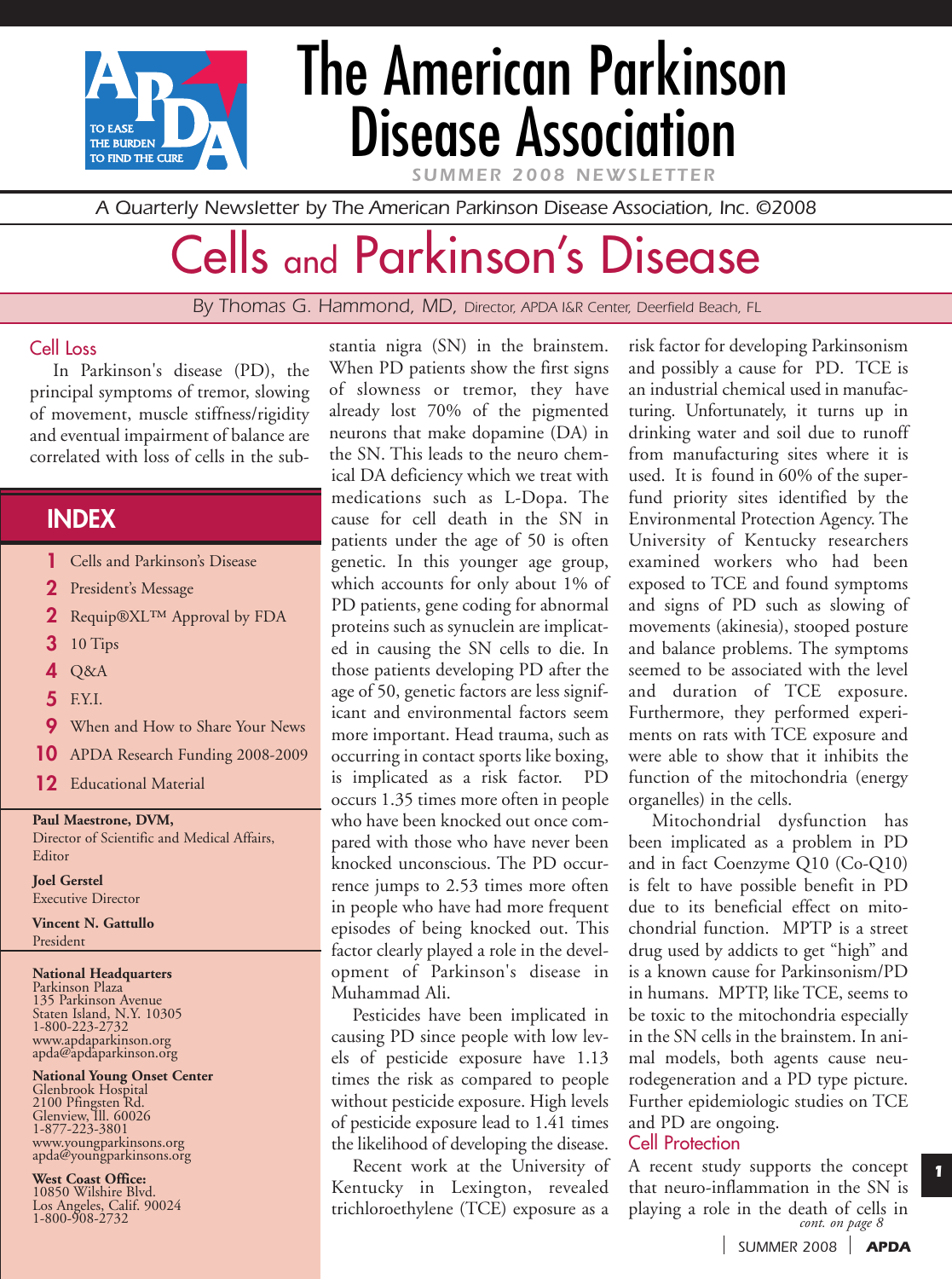# The American Parkinson Disease Association

SUMMER 2008 NEWSLETTER

*A Quarterly Newsletter by The American Parkinson Disease Association, Inc. ©2008*

# Cells and Parkinson's Disease

By Thomas G. Hammond, MD, *Director, APDA I&R Center, Deerfield Beach, FL*

## Cell Loss

In Parkinson's disease (PD), the principal symptoms of tremor, slowing of movement, muscle stiffness/rigidity and eventual impairment of balance are correlated with loss of cells in the substantia nigra (SN) in the brainstem. When PD patients show the first signs of slowness or tremor, they have already lost 70% of the pigmented neurons that make dopamine (DA) in the SN. This leads to the neuro chemical DA deficiency which we treat with medications such as L-Dopa. The cause for cell death in the SN in patients under the age of 50 is often genetic. In this younger age group, which accounts for only about 1% of PD patients, gene coding for abnormal proteins such as synuclein are implicated in causing the SN cells to die. In those patients developing PD after the age of 50, genetic factors are less significant and environmental factors seem more important. Head trauma, such as occurring in contact sports like boxing, is implicated as a risk factor. PD occurs 1.35 times more often in people who have been knocked out once compared with those who have never been knocked unconscious. The PD occurrence jumps to 2.53 times more often in people who have had more frequent episodes of being knocked out. This factor clearly played a role in the development of Parkinson's disease in Muhammad Ali.

Pesticides have been implicated in causing PD since people with low levels of pesticide exposure have 1.13 times the risk as compared to people without pesticide exposure. High levels of pesticide exposure lead to 1.41 times the likelihood of developing the disease.

Recent work at the University of Kentucky in Lexington, revealed trichloroethylene (TCE) exposure as a risk factor for developing Parkinsonism and possibly a cause for PD. TCE is an industrial chemical used in manufacturing. Unfortunately, it turns up in drinking water and soil due to runoff from manufacturing sites where it is used. It is found in 60% of the superfund priority sites identified by the Environmental Protection Agency. The University of Kentucky researchers examined workers who had been exposed to TCE and found symptoms and signs of PD such as slowing of movements (akinesia), stooped posture and balance problems. The symptoms seemed to be associated with the level and duration of TCE exposure. Furthermore, they performed experiments on rats with TCE exposure and were able to show that it inhibits the function of the mitochondria (energy organelles) in the cells.

Mitochondrial dysfunction has been implicated as a problem in PD and in fact Coenzyme Q10 (Co-Q10) is felt to have possible benefit in PD due to its beneficial effect on mitochondrial function. MPTP is a street drug used by addicts to get "high" and is a known cause for Parkinsonism/PD in humans. MPTP, like TCE, seems to be toxic to the mitochondria especially in the SN cells in the brainstem. In animal models, both agents cause neurodegeneration and a PD type picture. Further epidemiologic studies on TCE and PD are ongoing.

## Cell Protection

A recent study supports the concept that neuro-inflammation in the SN is playing a role in the death of cells in *cont. on page 8*

## INDEX

- **1** Cells and Parkinson's Disease
- **2** President's Message
- **2** Requip®XL™ Approval by FDA
- **3** 10 Tips
- **4** Q&A
- **5** F.Y.I.
- **9** When and How to Share Your News
- **10** APDA Research Funding 2008-2009
- **12** Educational Material

**Paul Maestrone, DVM,**
Director of Scientific and Medical Affairs, Editor

**Joel Gerstel**
Executive Director

**Vincent N. Gattullo**
President

**National Headquarters**
Parkinson Plaza
135 Parkinson Avenue
Staten Island, N.Y. 10305
1-800-223-2732
www.apdaparkinson.org
apda@apdaparkinson.org

**National Young Onset Center**
Glenbrook Hospital
2100 Pfingsten Rd.
Glenview, Ill. 60026
1-877-223-3801
www.youngparkinsons.org
apda@youngparkinsons.org

**West Coast Office:**
10850 Wilshire Blvd.
Los Angeles, Calif. 90024
1-800-908-2732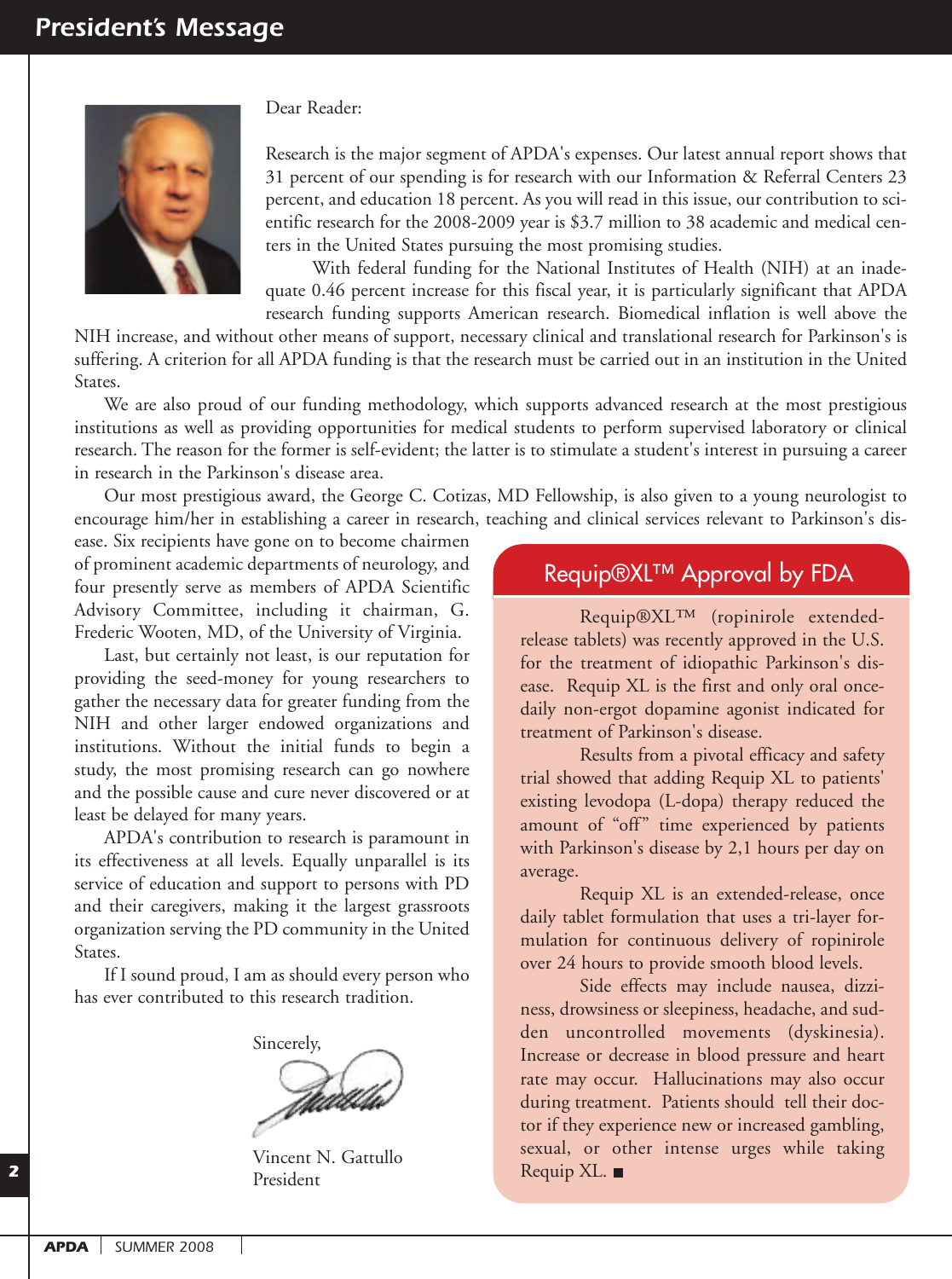# President's Message

Dear Reader:

Research is the major segment of APDA's expenses. Our latest annual report shows that 31 percent of our spending is for research with our Information & Referral Centers 23 percent, and education 18 percent. As you will read in this issue, our contribution to scientific research for the 2008-2009 year is $3.7 million to 38 academic and medical centers in the United States pursuing the most promising studies.

With federal funding for the National Institutes of Health (NIH) at an inadequate 0.46 percent increase for this fiscal year, it is particularly significant that APDA research funding supports American research. Biomedical inflation is well above the NIH increase, and without other means of support, necessary clinical and translational research for Parkinson's is suffering. A criterion for all APDA funding is that the research must be carried out in an institution in the United States.

We are also proud of our funding methodology, which supports advanced research at the most prestigious institutions as well as providing opportunities for medical students to perform supervised laboratory or clinical research. The reason for the former is self-evident; the latter is to stimulate a student's interest in pursuing a career in research in the Parkinson's disease area.

Our most prestigious award, the George C. Cotizas, MD Fellowship, is also given to a young neurologist to encourage him/her in establishing a career in research, teaching and clinical services relevant to Parkinson's disease. Six recipients have gone on to become chairmen of prominent academic departments of neurology, and four presently serve as members of APDA Scientific Advisory Committee, including it chairman, G. Frederic Wooten, MD, of the University of Virginia.

Last, but certainly not least, is our reputation for providing the seed-money for young researchers to gather the necessary data for greater funding from the NIH and other larger endowed organizations and institutions. Without the initial funds to begin a study, the most promising research can go nowhere and the possible cause and cure never discovered or at least be delayed for many years.

APDA's contribution to research is paramount in its effectiveness at all levels. Equally unparallel is its service of education and support to persons with PD and their caregivers, making it the largest grassroots organization serving the PD community in the United States.

If I sound proud, I am as should every person who has ever contributed to this research tradition.

Sincerely,

Vincent N. Gattullo
President

## Requip®XL™ Approval by FDA

Requip®XL™ (ropinirole extended-release tablets) was recently approved in the U.S. for the treatment of idiopathic Parkinson's disease. Requip XL is the first and only oral once-daily non-ergot dopamine agonist indicated for treatment of Parkinson's disease.

Results from a pivotal efficacy and safety trial showed that adding Requip XL to patients' existing levodopa (L-dopa) therapy reduced the amount of "off" time experienced by patients with Parkinson's disease by 2,1 hours per day on average.

Requip XL is an extended-release, once daily tablet formulation that uses a tri-layer formulation for continuous delivery of ropinirole over 24 hours to provide smooth blood levels.

Side effects may include nausea, dizziness, drowsiness or sleepiness, headache, and sudden uncontrolled movements (dyskinesia). Increase or decrease in blood pressure and heart rate may occur. Hallucinations may also occur during treatment. Patients should tell their doctor if they experience new or increased gambling, sexual, or other intense urges while taking Requip XL. ■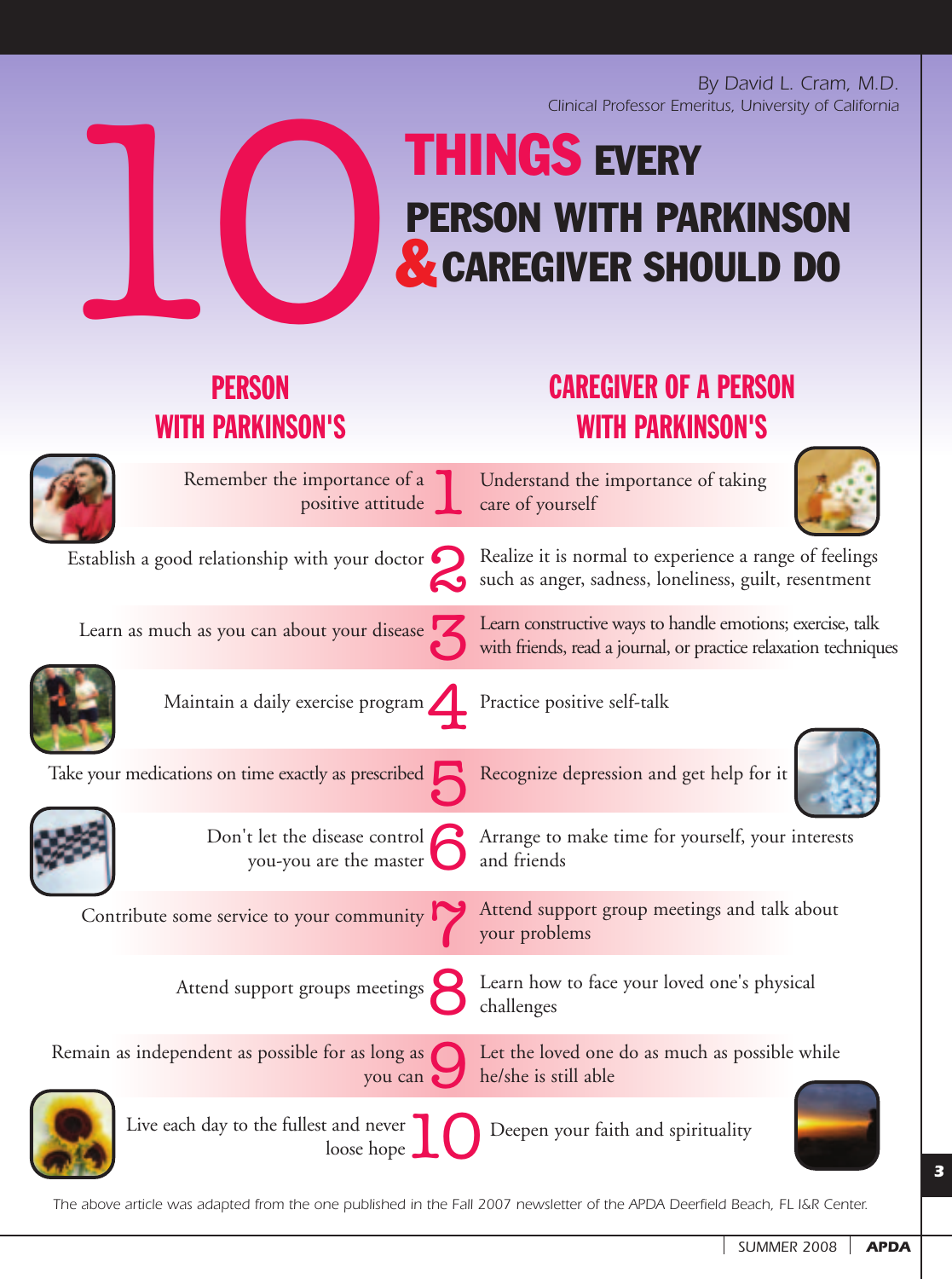By David L. Cram, M.D.
*Clinical Professor Emeritus, University of California*

# 10 THINGS EVERY PERSON WITH PARKINSON & CAREGIVER SHOULD DO

| | PERSON WITH PARKINSON'S | CAREGIVER OF A PERSON WITH PARKINSON'S |
|---|---|---|
| 1 | Remember the importance of a positive attitude | Understand the importance of taking care of yourself |
| 2 | Establish a good relationship with your doctor | Realize it is normal to experience a range of feelings such as anger, sadness, loneliness, guilt, resentment |
| 3 | Learn as much as you can about your disease | Learn constructive ways to handle emotions; exercise, talk with friends, read a journal, or practice relaxation techniques |
| 4 | Maintain a daily exercise program | Practice positive self-talk |
| 5 | Take your medications on time exactly as prescribed | Recognize depression and get help for it |
| 6 | Don't let the disease control you-you are the master | Arrange to make time for yourself, your interests and friends |
| 7 | Contribute some service to your community | Attend support group meetings and talk about your problems |
| 8 | Attend support groups meetings | Learn how to face your loved one's physical challenges |
| 9 | Remain as independent as possible for as long as you can | Let the loved one do as much as possible while he/she is still able |
| 10 | Live each day to the fullest and never loose hope | Deepen your faith and spirituality |

*The above article was adapted from the one published in the Fall 2007 newsletter of the APDA Deerfield Beach, FL I&R Center.*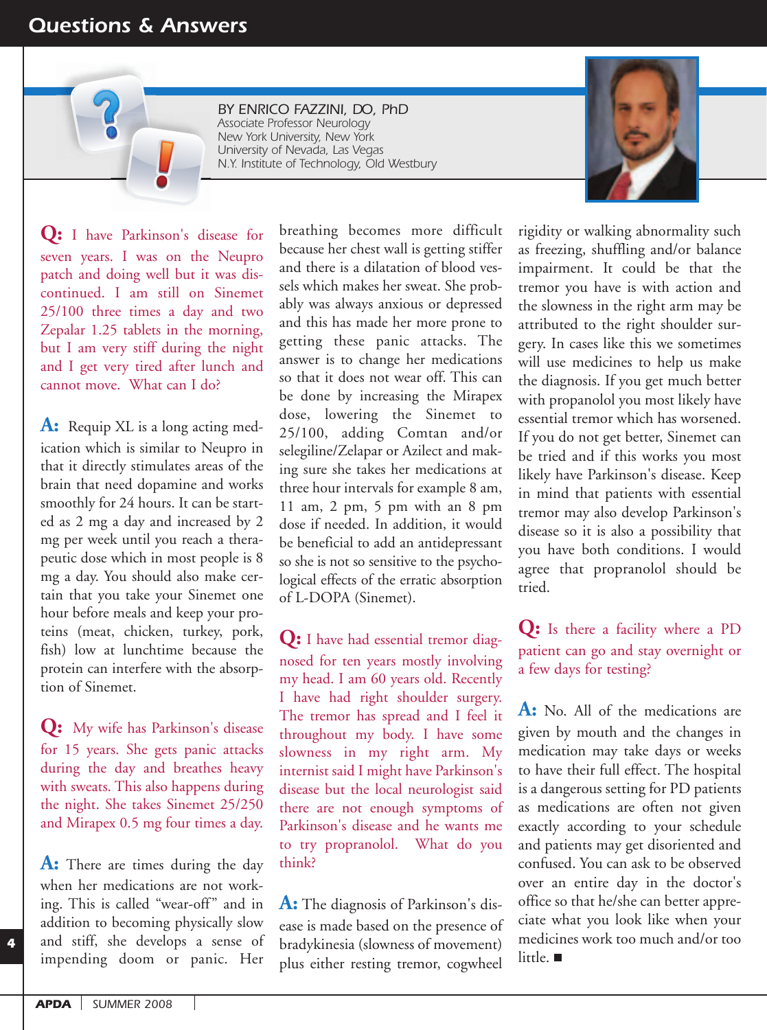# Questions & Answers

*BY ENRICO FAZZINI, DO, PhD*
*Associate Professor Neurology*
*New York University, New York*
*University of Nevada, Las Vegas*
*N.Y. Institute of Technology, Old Westbury*

**Q:** I have Parkinson's disease for seven years. I was on the Neupro patch and doing well but it was discontinued. I am still on Sinemet 25/100 three times a day and two Zepalar 1.25 tablets in the morning, but I am very stiff during the night and I get very tired after lunch and cannot move. What can I do?

**A:** Requip XL is a long acting medication which is similar to Neupro in that it directly stimulates areas of the brain that need dopamine and works smoothly for 24 hours. It can be started as 2 mg a day and increased by 2 mg per week until you reach a therapeutic dose which in most people is 8 mg a day. You should also make certain that you take your Sinemet one hour before meals and keep your proteins (meat, chicken, turkey, pork, fish) low at lunchtime because the protein can interfere with the absorption of Sinemet.

**Q:** My wife has Parkinson's disease for 15 years. She gets panic attacks during the day and breathes heavy with sweats. This also happens during the night. She takes Sinemet 25/250 and Mirapex 0.5 mg four times a day.

**A:** There are times during the day when her medications are not working. This is called "wear-off" and in addition to becoming physically slow and stiff, she develops a sense of impending doom or panic. Her breathing becomes more difficult because her chest wall is getting stiffer and there is a dilatation of blood vessels which makes her sweat. She probably was always anxious or depressed and this has made her more prone to getting these panic attacks. The answer is to change her medications so that it does not wear off. This can be done by increasing the Mirapex dose, lowering the Sinemet to 25/100, adding Comtan and/or selegiline/Zelapar or Azilect and making sure she takes her medications at three hour intervals for example 8 am, 11 am, 2 pm, 5 pm with an 8 pm dose if needed. In addition, it would be beneficial to add an antidepressant so she is not so sensitive to the psychological effects of the erratic absorption of L-DOPA (Sinemet).

**Q:** I have had essential tremor diagnosed for ten years mostly involving my head. I am 60 years old. Recently I have had right shoulder surgery. The tremor has spread and I feel it throughout my body. I have some slowness in my right arm. My internist said I might have Parkinson's disease but the local neurologist said there are not enough symptoms of Parkinson's disease and he wants me to try propranolol. What do you think?

**A:** The diagnosis of Parkinson's disease is made based on the presence of bradykinesia (slowness of movement) plus either resting tremor, cogwheel rigidity or walking abnormality such as freezing, shuffling and/or balance impairment. It could be that the tremor you have is with action and the slowness in the right arm may be attributed to the right shoulder surgery. In cases like this we sometimes will use medicines to help us make the diagnosis. If you get much better with propanolol you most likely have essential tremor which has worsened. If you do not get better, Sinemet can be tried and if this works you most likely have Parkinson's disease. Keep in mind that patients with essential tremor may also develop Parkinson's disease so it is also a possibility that you have both conditions. I would agree that propranolol should be tried.

**Q:** Is there a facility where a PD patient can go and stay overnight or a few days for testing?

**A:** No. All of the medications are given by mouth and the changes in medication may take days or weeks to have their full effect. The hospital is a dangerous setting for PD patients as medications are often not given exactly according to your schedule and patients may get disoriented and confused. You can ask to be observed over an entire day in the doctor's office so that he/she can better appreciate what you look like when your medicines work too much and/or too little. ■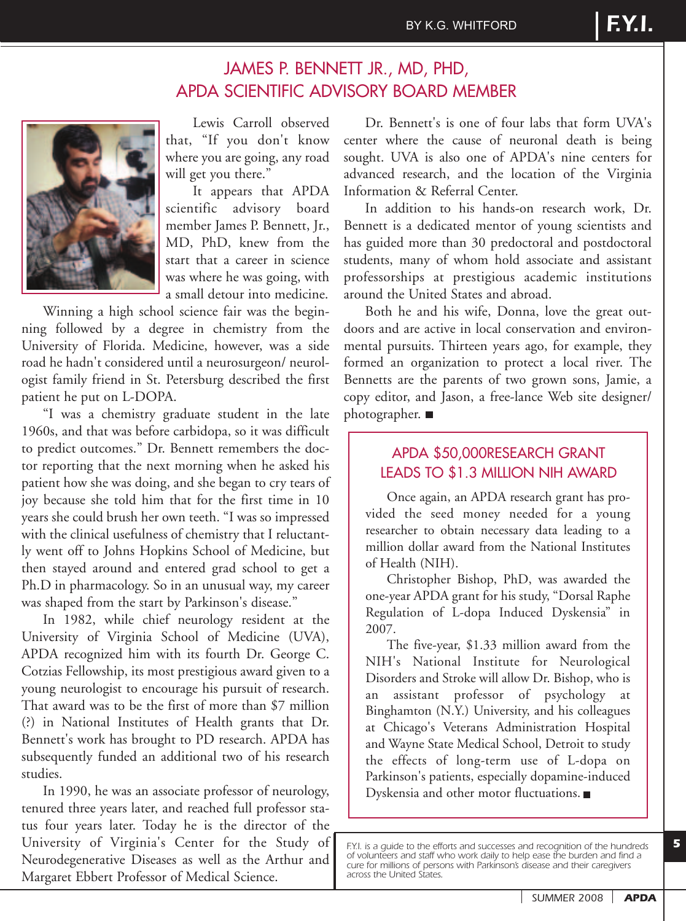BY K.G. WHITFORD

# JAMES P. BENNETT JR., MD, PHD, APDA SCIENTIFIC ADVISORY BOARD MEMBER

Lewis Carroll observed that, "If you don't know where you are going, any road will get you there."

It appears that APDA scientific advisory board member James P. Bennett, Jr., MD, PhD, knew from the start that a career in science was where he was going, with a small detour into medicine.

Winning a high school science fair was the beginning followed by a degree in chemistry from the University of Florida. Medicine, however, was a side road he hadn't considered until a neurosurgeon/ neurologist family friend in St. Petersburg described the first patient he put on L-DOPA.

"I was a chemistry graduate student in the late 1960s, and that was before carbidopa, so it was difficult to predict outcomes." Dr. Bennett remembers the doctor reporting that the next morning when he asked his patient how she was doing, and she began to cry tears of joy because she told him that for the first time in 10 years she could brush her own teeth. "I was so impressed with the clinical usefulness of chemistry that I reluctantly went off to Johns Hopkins School of Medicine, but then stayed around and entered grad school to get a Ph.D in pharmacology. So in an unusual way, my career was shaped from the start by Parkinson's disease."

In 1982, while chief neurology resident at the University of Virginia School of Medicine (UVA), APDA recognized him with its fourth Dr. George C. Cotzias Fellowship, its most prestigious award given to a young neurologist to encourage his pursuit of research. That award was to be the first of more than $7 million (?) in National Institutes of Health grants that Dr. Bennett's work has brought to PD research. APDA has subsequently funded an additional two of his research studies.

In 1990, he was an associate professor of neurology, tenured three years later, and reached full professor status four years later. Today he is the director of the University of Virginia's Center for the Study of Neurodegenerative Diseases as well as the Arthur and Margaret Ebbert Professor of Medical Science.

Dr. Bennett's is one of four labs that form UVA's center where the cause of neuronal death is being sought. UVA is also one of APDA's nine centers for advanced research, and the location of the Virginia Information & Referral Center.

In addition to his hands-on research work, Dr. Bennett is a dedicated mentor of young scientists and has guided more than 30 predoctoral and postdoctoral students, many of whom hold associate and assistant professorships at prestigious academic institutions around the United States and abroad.

Both he and his wife, Donna, love the great outdoors and are active in local conservation and environmental pursuits. Thirteen years ago, for example, they formed an organization to protect a local river. The Bennetts are the parents of two grown sons, Jamie, a copy editor, and Jason, a free-lance Web site designer/ photographer. ■

## APDA $50,000RESEARCH GRANT LEADS TO $1.3 MILLION NIH AWARD

Once again, an APDA research grant has provided the seed money needed for a young researcher to obtain necessary data leading to a million dollar award from the National Institutes of Health (NIH).

Christopher Bishop, PhD, was awarded the one-year APDA grant for his study, "Dorsal Raphe Regulation of L-dopa Induced Dyskensia" in 2007.

The five-year, $1.33 million award from the NIH's National Institute for Neurological Disorders and Stroke will allow Dr. Bishop, who is an assistant professor of psychology at Binghamton (N.Y.) University, and his colleagues at Chicago's Veterans Administration Hospital and Wayne State Medical School, Detroit to study the effects of long-term use of L-dopa on Parkinson's patients, especially dopamine-induced Dyskensia and other motor fluctuations. ■

*F.Y.I. is a guide to the efforts and successes and recognition of the hundreds of volunteers and staff who work daily to help ease the burden and find a cure for millions of persons with Parkinson's disease and their caregivers across the United States.*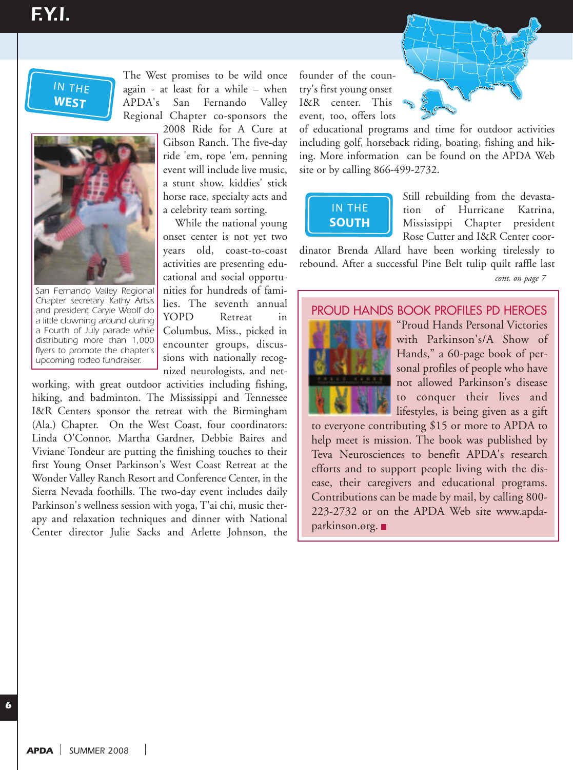## IN THE WEST

The West promises to be wild once again - at least for a while – when APDA's San Fernando Valley Regional Chapter co-sponsors the 2008 Ride for A Cure at Gibson Ranch. The five-day ride 'em, rope 'em, penning event will include live music, a stunt show, kiddies' stick horse race, specialty acts and a celebrity team sorting.

San Fernando Valley Regional Chapter secretary Kathy Artsis and president Caryle Woolf do a little clowning around during a Fourth of July parade while distributing more than 1,000 flyers to promote the chapter's upcoming rodeo fundraiser.

While the national young onset center is not yet two years old, coast-to-coast activities are presenting educational and social opportunities for hundreds of families. The seventh annual YOPD Retreat in Columbus, Miss., picked in encounter groups, discussions with nationally recognized neurologists, and networking, with great outdoor activities including fishing, hiking, and badminton. The Mississippi and Tennessee I&R Centers sponsor the retreat with the Birmingham (Ala.) Chapter. On the West Coast, four coordinators: Linda O'Connor, Martha Gardner, Debbie Baires and Viviane Tondeur are putting the finishing touches to their first Young Onset Parkinson's West Coast Retreat at the Wonder Valley Ranch Resort and Conference Center, in the Sierra Nevada foothills. The two-day event includes daily Parkinson's wellness session with yoga, T'ai chi, music therapy and relaxation techniques and dinner with National Center director Julie Sacks and Arlette Johnson, the founder of the country's first young onset I&R center. This event, too, offers lots of educational programs and time for outdoor activities including golf, horseback riding, boating, fishing and hiking. More information can be found on the APDA Web site or by calling 866-499-2732.

## IN THE SOUTH

Still rebuilding from the devastation of Hurricane Katrina, Mississippi Chapter president Rose Cutter and I&R Center coordinator Brenda Allard have been working tirelessly to rebound. After a successful Pine Belt tulip quilt raffle last

*cont. on page 7*

## PROUD HANDS BOOK PROFILES PD HEROES

"Proud Hands Personal Victories with Parkinson's/A Show of Hands," a 60-page book of personal profiles of people who have not allowed Parkinson's disease to conquer their lives and lifestyles, is being given as a gift to everyone contributing $15 or more to APDA to help meet is mission. The book was published by Teva Neurosciences to benefit APDA's research efforts and to support people living with the disease, their caregivers and educational programs. Contributions can be made by mail, by calling 800-223-2732 or on the APDA Web site www.apdaparkinson.org. ■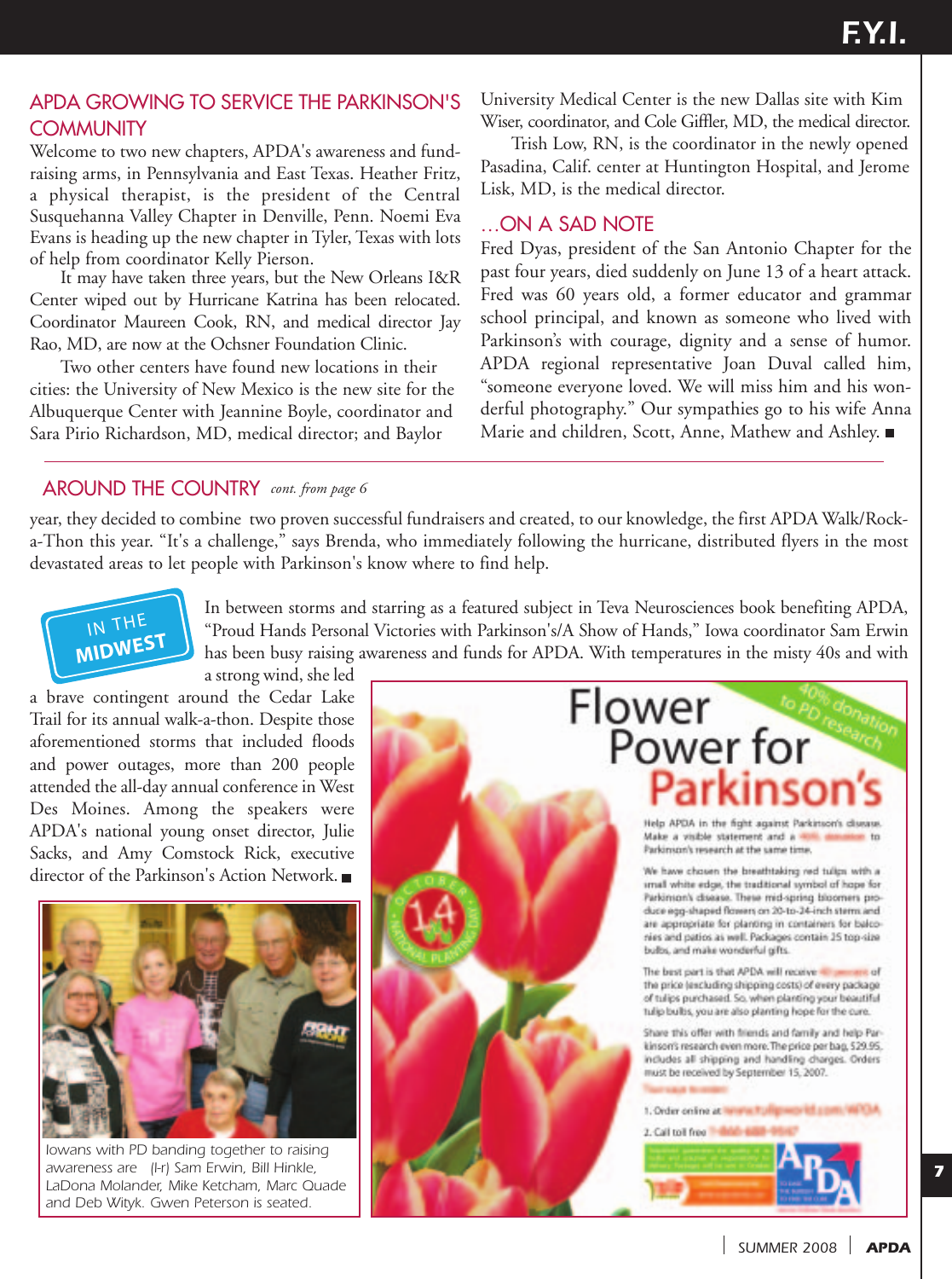## APDA GROWING TO SERVICE THE PARKINSON'S COMMUNITY

Welcome to two new chapters, APDA's awareness and fund-raising arms, in Pennsylvania and East Texas. Heather Fritz, a physical therapist, is the president of the Central Susquehanna Valley Chapter in Denville, Penn. Noemi Eva Evans is heading up the new chapter in Tyler, Texas with lots of help from coordinator Kelly Pierson.

It may have taken three years, but the New Orleans I&R Center wiped out by Hurricane Katrina has been relocated. Coordinator Maureen Cook, RN, and medical director Jay Rao, MD, are now at the Ochsner Foundation Clinic.

Two other centers have found new locations in their cities: the University of New Mexico is the new site for the Albuquerque Center with Jeannine Boyle, coordinator and Sara Pirio Richardson, MD, medical director; and Baylor University Medical Center is the new Dallas site with Kim Wiser, coordinator, and Cole Giffler, MD, the medical director.

Trish Low, RN, is the coordinator in the newly opened Pasadena, Calif. center at Huntington Hospital, and Jerome Lisk, MD, is the medical director.

## …ON A SAD NOTE

Fred Dyas, president of the San Antonio Chapter for the past four years, died suddenly on June 13 of a heart attack. Fred was 60 years old, a former educator and grammar school principal, and known as someone who lived with Parkinson's with courage, dignity and a sense of humor. APDA regional representative Joan Duval called him, "someone everyone loved. We will miss him and his wonderful photography." Our sympathies go to his wife Anna Marie and children, Scott, Anne, Mathew and Ashley. ■

## AROUND THE COUNTRY *cont. from page 6*

year, they decided to combine two proven successful fundraisers and created, to our knowledge, the first APDA Walk/Rock-a-Thon this year. "It's a challenge," says Brenda, who immediately following the hurricane, distributed flyers in the most devastated areas to let people with Parkinson's know where to find help.

### IN THE MIDWEST

In between storms and starring as a featured subject in Teva Neurosciences book benefiting APDA, "Proud Hands Personal Victories with Parkinson's/A Show of Hands," Iowa coordinator Sam Erwin has been busy raising awareness and funds for APDA. With temperatures in the misty 40s and with a strong wind, she led a brave contingent around the Cedar Lake Trail for its annual walk-a-thon. Despite those aforementioned storms that included floods and power outages, more than 200 people attended the all-day annual conference in West Des Moines. Among the speakers were APDA's national young onset director, Julie Sacks, and Amy Comstock Rick, executive director of the Parkinson's Action Network. ■

Iowans with PD banding together to raising awareness are (l-r) Sam Erwin, Bill Hinkle, LaDona Molander, Mike Ketcham, Marc Quade and Deb Wityk. Gwen Peterson is seated.

## Flower Power for Parkinson's

*40% donation to PD research*

Help APDA in the fight against Parkinson's disease. Make a visible statement and a 40% donation to Parkinson's research at the same time.

We have chosen the breathtaking red tulips with a small white edge, the traditional symbol of hope for Parkinson's disease. These mid-spring bloomers produce egg-shaped flowers on 20-to-24-inch stems and are appropriate for planting in containers for balconies and patios as well. Packages contain 25 top-size bulbs, and make wonderful gifts.

The best part is that APDA will receive 40 percent of the price (excluding shipping costs) of every package of tulips purchased. So, when planting your beautiful tulip bulbs, you are also planting hope for the cure.

Share this offer with friends and family and help Parkinson's research even more. The price per bag, $29.95, includes all shipping and handling charges. Orders must be received by September 15, 2007.

1. Order online at www.tulipworld.com/APDA
2. Call toll free 1-866-688-9547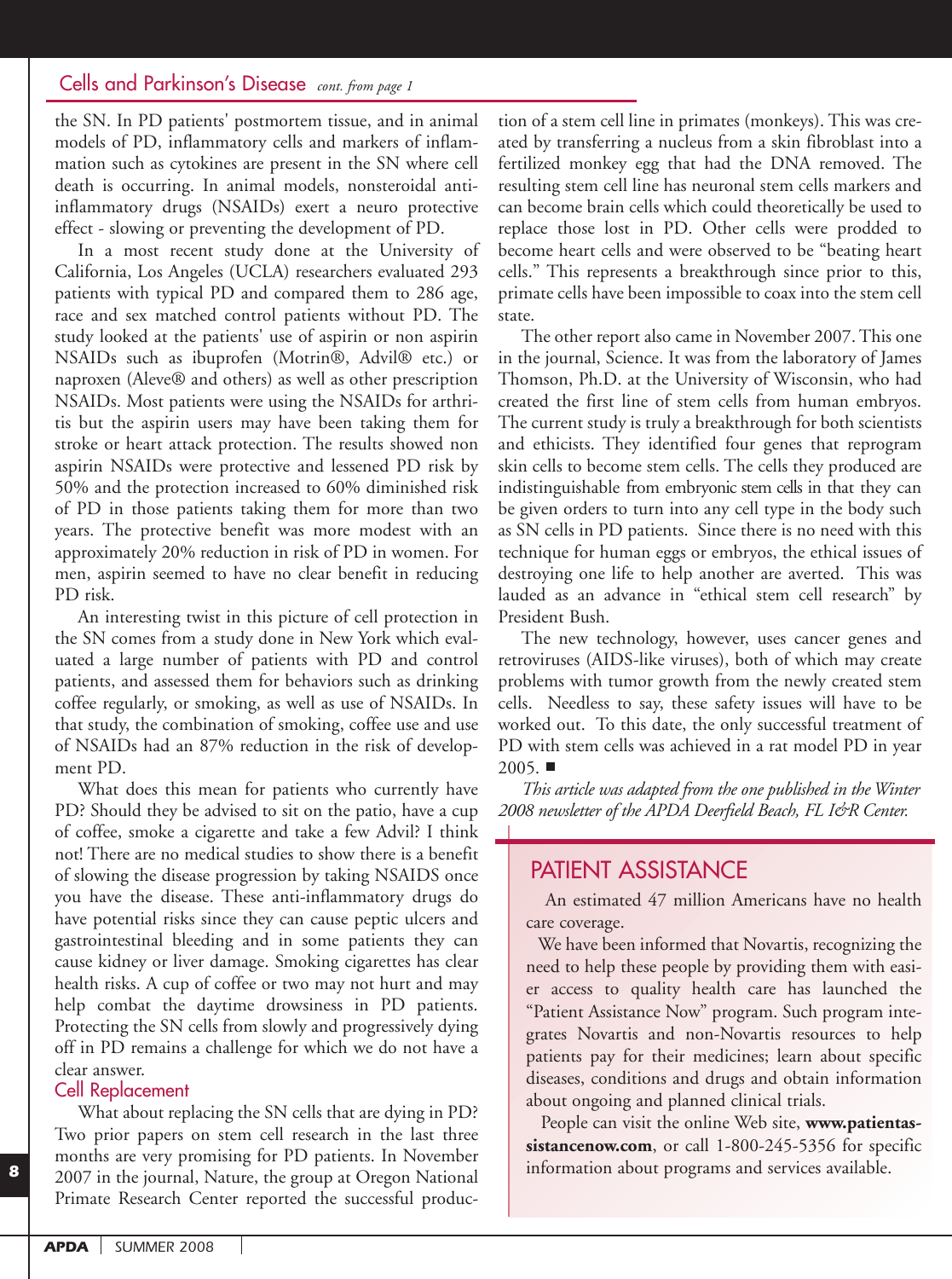## Cells and Parkinson's Disease *cont. from page 1*

the SN. In PD patients' postmortem tissue, and in animal models of PD, inflammatory cells and markers of inflammation such as cytokines are present in the SN where cell death is occurring. In animal models, nonsteroidal anti-inflammatory drugs (NSAIDs) exert a neuro protective effect - slowing or preventing the development of PD.

In a most recent study done at the University of California, Los Angeles (UCLA) researchers evaluated 293 patients with typical PD and compared them to 286 age, race and sex matched control patients without PD. The study looked at the patients' use of aspirin or non aspirin NSAIDs such as ibuprofen (Motrin®, Advil® etc.) or naproxen (Aleve® and others) as well as other prescription NSAIDs. Most patients were using the NSAIDs for arthritis but the aspirin users may have been taking them for stroke or heart attack protection. The results showed non aspirin NSAIDs were protective and lessened PD risk by 50% and the protection increased to 60% diminished risk of PD in those patients taking them for more than two years. The protective benefit was more modest with an approximately 20% reduction in risk of PD in women. For men, aspirin seemed to have no clear benefit in reducing PD risk.

An interesting twist in this picture of cell protection in the SN comes from a study done in New York which evaluated a large number of patients with PD and control patients, and assessed them for behaviors such as drinking coffee regularly, or smoking, as well as use of NSAIDs. In that study, the combination of smoking, coffee use and use of NSAIDs had an 87% reduction in the risk of development PD.

What does this mean for patients who currently have PD? Should they be advised to sit on the patio, have a cup of coffee, smoke a cigarette and take a few Advil? I think not! There are no medical studies to show there is a benefit of slowing the disease progression by taking NSAIDS once you have the disease. These anti-inflammatory drugs do have potential risks since they can cause peptic ulcers and gastrointestinal bleeding and in some patients they can cause kidney or liver damage. Smoking cigarettes has clear health risks. A cup of coffee or two may not hurt and may help combat the daytime drowsiness in PD patients. Protecting the SN cells from slowly and progressively dying off in PD remains a challenge for which we do not have a clear answer.

### Cell Replacement

What about replacing the SN cells that are dying in PD? Two prior papers on stem cell research in the last three months are very promising for PD patients. In November 2007 in the journal, Nature, the group at Oregon National Primate Research Center reported the successful production of a stem cell line in primates (monkeys). This was created by transferring a nucleus from a skin fibroblast into a fertilized monkey egg that had the DNA removed. The resulting stem cell line has neuronal stem cells markers and can become brain cells which could theoretically be used to replace those lost in PD. Other cells were prodded to become heart cells and were observed to be "beating heart cells." This represents a breakthrough since prior to this, primate cells have been impossible to coax into the stem cell state.

The other report also came in November 2007. This one in the journal, Science. It was from the laboratory of James Thomson, Ph.D. at the University of Wisconsin, who had created the first line of stem cells from human embryos. The current study is truly a breakthrough for both scientists and ethicists. They identified four genes that reprogram skin cells to become stem cells. The cells they produced are indistinguishable from embryonic stem cells in that they can be given orders to turn into any cell type in the body such as SN cells in PD patients. Since there is no need with this technique for human eggs or embryos, the ethical issues of destroying one life to help another are averted. This was lauded as an advance in "ethical stem cell research" by President Bush.

The new technology, however, uses cancer genes and retroviruses (AIDS-like viruses), both of which may create problems with tumor growth from the newly created stem cells. Needless to say, these safety issues will have to be worked out. To this date, the only successful treatment of PD with stem cells was achieved in a rat model PD in year 2005. ■

*This article was adapted from the one published in the Winter 2008 newsletter of the APDA Deerfield Beach, FL I&R Center.*

## PATIENT ASSISTANCE

An estimated 47 million Americans have no health care coverage.

We have been informed that Novartis, recognizing the need to help these people by providing them with easier access to quality health care has launched the "Patient Assistance Now" program. Such program integrates Novartis and non-Novartis resources to help patients pay for their medicines; learn about specific diseases, conditions and drugs and obtain information about ongoing and planned clinical trials.

People can visit the online Web site, **www.patientassistancenow.com**, or call 1-800-245-5356 for specific information about programs and services available.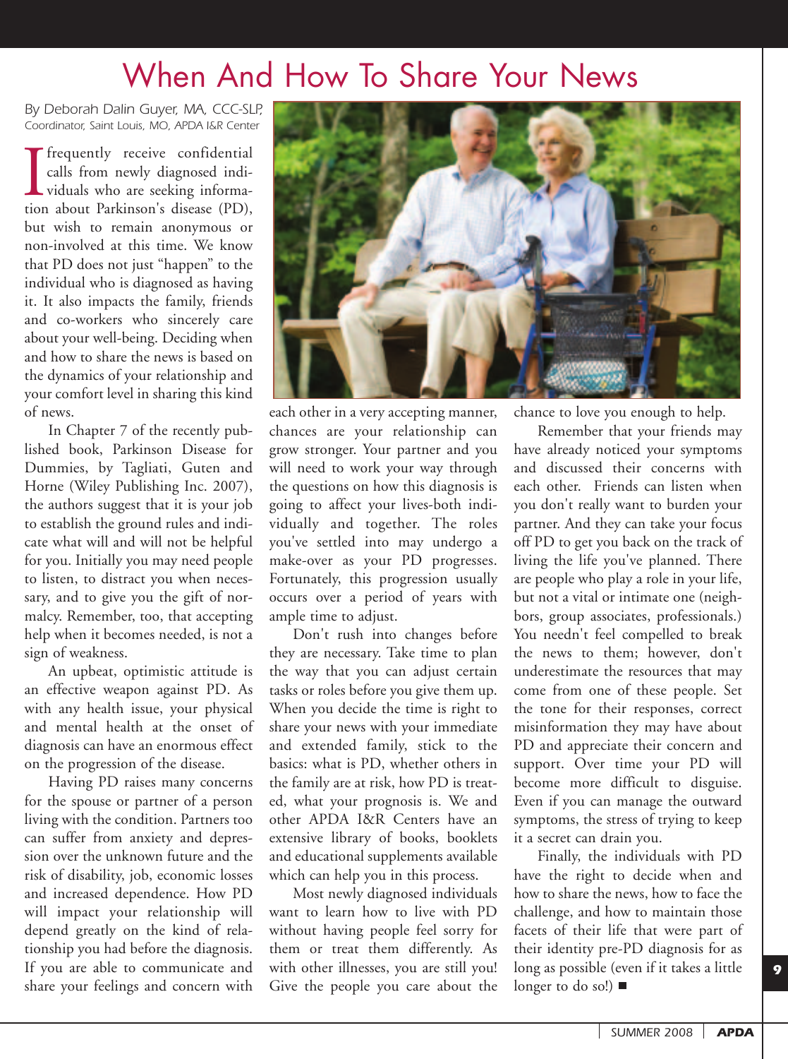# When And How To Share Your News

*By Deborah Dalin Guyer, MA, CCC-SLP,*
*Coordinator, Saint Louis, MO, APDA I&R Center*

I frequently receive confidential calls from newly diagnosed individuals who are seeking information about Parkinson's disease (PD), but wish to remain anonymous or non-involved at this time. We know that PD does not just "happen" to the individual who is diagnosed as having it. It also impacts the family, friends and co-workers who sincerely care about your well-being. Deciding when and how to share the news is based on the dynamics of your relationship and your comfort level in sharing this kind of news.

In Chapter 7 of the recently published book, Parkinson Disease for Dummies, by Tagliati, Guten and Horne (Wiley Publishing Inc. 2007), the authors suggest that it is your job to establish the ground rules and indicate what will and will not be helpful for you. Initially you may need people to listen, to distract you when necessary, and to give you the gift of normalcy. Remember, too, that accepting help when it becomes needed, is not a sign of weakness.

An upbeat, optimistic attitude is an effective weapon against PD. As with any health issue, your physical and mental health at the onset of diagnosis can have an enormous effect on the progression of the disease.

Having PD raises many concerns for the spouse or partner of a person living with the condition. Partners too can suffer from anxiety and depression over the unknown future and the risk of disability, job, economic losses and increased dependence. How PD will impact your relationship will depend greatly on the kind of relationship you had before the diagnosis. If you are able to communicate and share your feelings and concern with each other in a very accepting manner, chances are your relationship can grow stronger. Your partner and you will need to work your way through the questions on how this diagnosis is going to affect your lives-both individually and together. The roles you've settled into may undergo a make-over as your PD progresses. Fortunately, this progression usually occurs over a period of years with ample time to adjust.

Don't rush into changes before they are necessary. Take time to plan the way that you can adjust certain tasks or roles before you give them up. When you decide the time is right to share your news with your immediate and extended family, stick to the basics: what is PD, whether others in the family are at risk, how PD is treated, what your prognosis is. We and other APDA I&R Centers have an extensive library of books, booklets and educational supplements available which can help you in this process.

Most newly diagnosed individuals want to learn how to live with PD without having people feel sorry for them or treat them differently. As with other illnesses, you are still you! Give the people you care about the chance to love you enough to help.

Remember that your friends may have already noticed your symptoms and discussed their concerns with each other. Friends can listen when you don't really want to burden your partner. And they can take your focus off PD to get you back on the track of living the life you've planned. There are people who play a role in your life, but not a vital or intimate one (neighbors, group associates, professionals.) You needn't feel compelled to break the news to them; however, don't underestimate the resources that may come from one of these people. Set the tone for their responses, correct misinformation they may have about PD and appreciate their concern and support. Over time your PD will become more difficult to disguise. Even if you can manage the outward symptoms, the stress of trying to keep it a secret can drain you.

Finally, the individuals with PD have the right to decide when and how to share the news, how to face the challenge, and how to maintain those facets of their life that were part of their identity pre-PD diagnosis for as long as possible (even if it takes a little longer to do so!) ■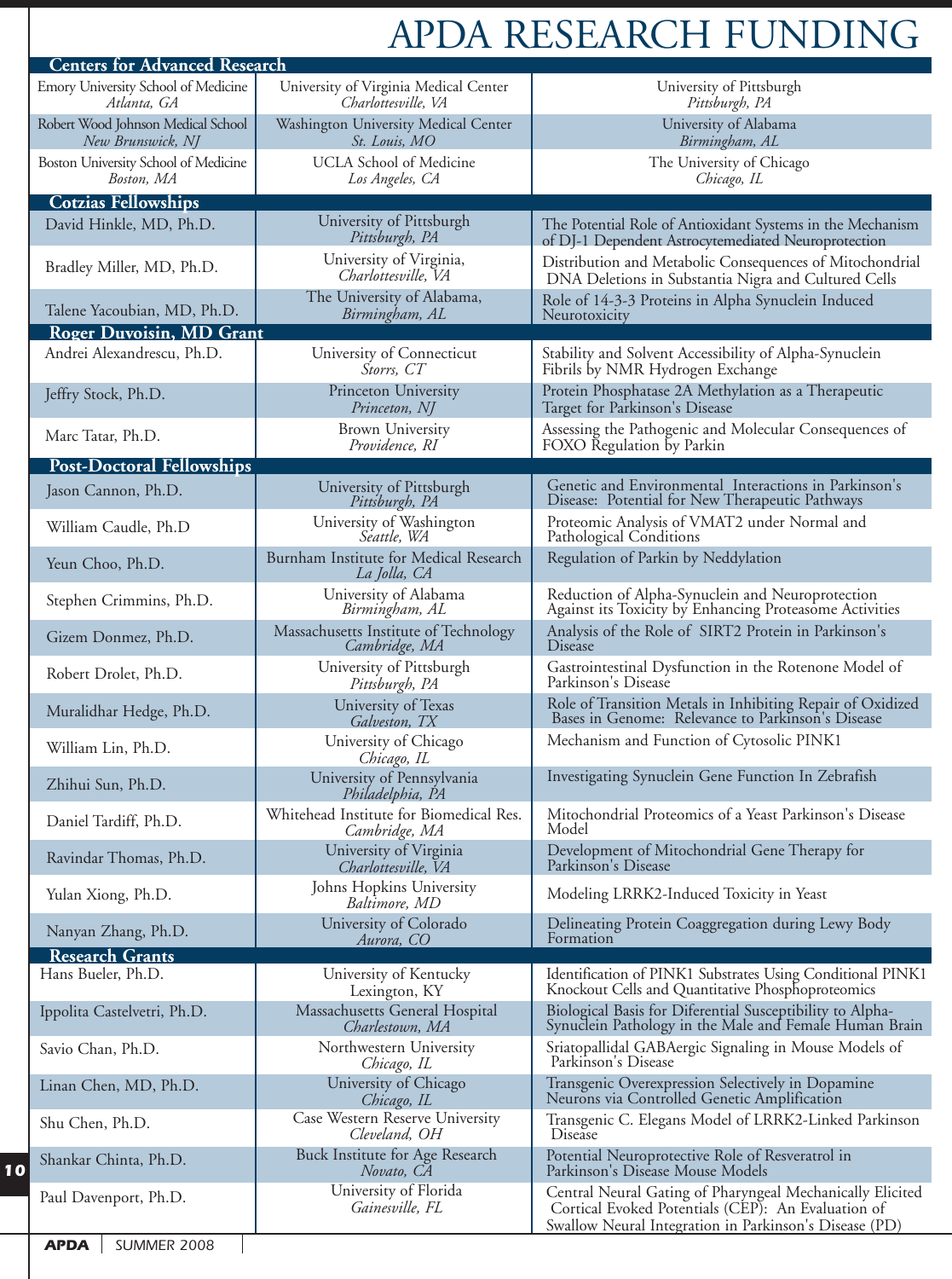# APDA RESEARCH FUNDING

## Centers for Advanced Research

| | | |
|---|---|---|
| Emory University School of Medicine *Atlanta, GA* | University of Virginia Medical Center *Charlottesville, VA* | University of Pittsburgh *Pittsburgh, PA* |
| Robert Wood Johnson Medical School *New Brunswick, NJ* | Washington University Medical Center *St. Louis, MO* | University of Alabama *Birmingham, AL* |
| Boston University School of Medicine *Boston, MA* | UCLA School of Medicine *Los Angeles, CA* | The University of Chicago *Chicago, IL* |

## Cotzias Fellowships

| | | |
|---|---|---|
| David Hinkle, MD, Ph.D. | University of Pittsburgh *Pittsburgh, PA* | The Potential Role of Antioxidant Systems in the Mechanism of DJ-1 Dependent Astrocytemediated Neuroprotection |
| Bradley Miller, MD, Ph.D. | University of Virginia, *Charlottesville, VA* | Distribution and Metabolic Consequences of Mitochondrial DNA Deletions in Substantia Nigra and Cultured Cells |
| Talene Yacoubian, MD, Ph.D. | The University of Alabama, *Birmingham, AL* | Role of 14-3-3 Proteins in Alpha Synuclein Induced Neurotoxicity |

## Roger Duvoisin, MD Grant

| | | |
|---|---|---|
| Andrei Alexandrescu, Ph.D. | University of Connecticut *Storrs, CT* | Stability and Solvent Accessibility of Alpha-Synuclein Fibrils by NMR Hydrogen Exchange |
| Jeffry Stock, Ph.D. | Princeton University *Princeton, NJ* | Protein Phosphatase 2A Methylation as a Therapeutic Target for Parkinson's Disease |
| Marc Tatar, Ph.D. | Brown University *Providence, RI* | Assessing the Pathogenic and Molecular Consequences of FOXO Regulation by Parkin |

## Post-Doctoral Fellowships

| | | |
|---|---|---|
| Jason Cannon, Ph.D. | University of Pittsburgh *Pittsburgh, PA* | Genetic and Environmental Interactions in Parkinson's Disease: Potential for New Therapeutic Pathways |
| William Caudle, Ph.D | University of Washington *Seattle, WA* | Proteomic Analysis of VMAT2 under Normal and Pathological Conditions |
| Yeun Choo, Ph.D. | Burnham Institute for Medical Research *La Jolla, CA* | Regulation of Parkin by Neddylation |
| Stephen Crimmins, Ph.D. | University of Alabama *Birmingham, AL* | Reduction of Alpha-Synuclein and Neuroprotection Against its Toxicity by Enhancing Proteasome Activities |
| Gizem Donmez, Ph.D. | Massachusetts Institute of Technology *Cambridge, MA* | Analysis of the Role of SIRT2 Protein in Parkinson's Disease |
| Robert Drolet, Ph.D. | University of Pittsburgh *Pittsburgh, PA* | Gastrointestinal Dysfunction in the Rotenone Model of Parkinson's Disease |
| Muralidhar Hedge, Ph.D. | University of Texas *Galveston, TX* | Role of Transition Metals in Inhibiting Repair of Oxidized Bases in Genome: Relevance to Parkinson's Disease |
| William Lin, Ph.D. | University of Chicago *Chicago, IL* | Mechanism and Function of Cytosolic PINK1 |
| Zhihui Sun, Ph.D. | University of Pennsylvania *Philadelphia, PA* | Investigating Synuclein Gene Function In Zebrafish |
| Daniel Tardiff, Ph.D. | Whitehead Institute for Biomedical Res. *Cambridge, MA* | Mitochondrial Proteomics of a Yeast Parkinson's Disease Model |
| Ravindar Thomas, Ph.D. | University of Virginia *Charlottesville, VA* | Development of Mitochondrial Gene Therapy for Parkinson's Disease |
| Yulan Xiong, Ph.D. | Johns Hopkins University *Baltimore, MD* | Modeling LRRK2-Induced Toxicity in Yeast |
| Nanyan Zhang, Ph.D. | University of Colorado *Aurora, CO* | Delineating Protein Coaggregation during Lewy Body Formation |

## Research Grants

| | | |
|---|---|---|
| Hans Bueler, Ph.D. | University of Kentucky Lexington, KY | Identification of PINK1 Substrates Using Conditional PINK1 Knockout Cells and Quantitative Phosphoproteomics |
| Ippolita Castelvetri, Ph.D. | Massachusetts General Hospital *Charlestown, MA* | Biological Basis for Diferential Susceptibility to Alpha-Synuclein Pathology in the Male and Female Human Brain |
| Savio Chan, Ph.D. | Northwestern University *Chicago, IL* | Sriatopallidal GABAergic Signaling in Mouse Models of Parkinson's Disease |
| Linan Chen, MD, Ph.D. | University of Chicago *Chicago, IL* | Transgenic Overexpression Selectively in Dopamine Neurons via Controlled Genetic Amplification |
| Shu Chen, Ph.D. | Case Western Reserve University *Cleveland, OH* | Transgenic C. Elegans Model of LRRK2-Linked Parkinson Disease |
| Shankar Chinta, Ph.D. | Buck Institute for Age Research *Novato, CA* | Potential Neuroprotective Role of Resveratrol in Parkinson's Disease Mouse Models |
| Paul Davenport, Ph.D. | University of Florida *Gainesville, FL* | Central Neural Gating of Pharyngeal Mechanically Elicited Cortical Evoked Potentials (CEP): An Evaluation of Swallow Neural Integration in Parkinson's Disease (PD) |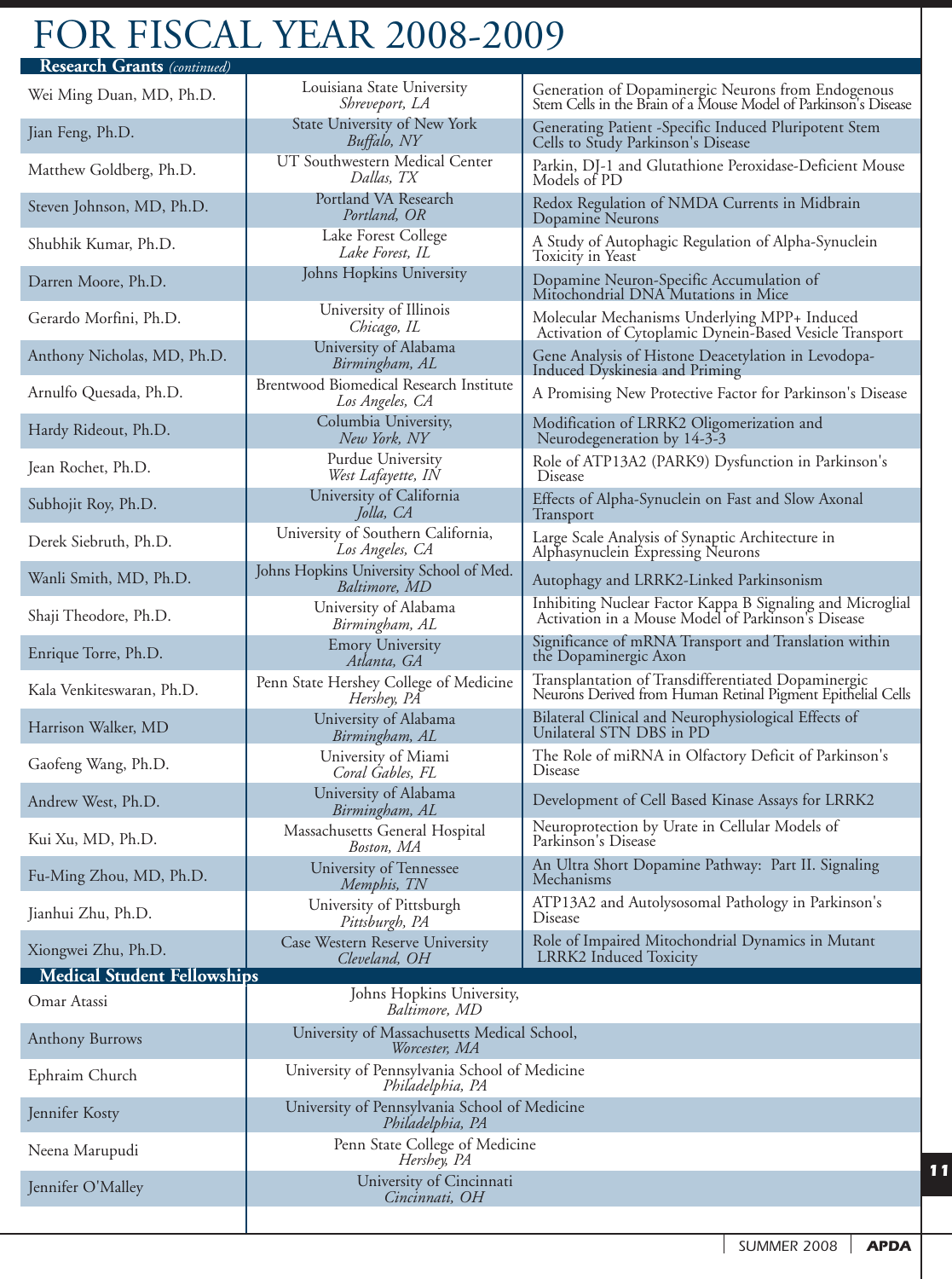# FOR FISCAL YEAR 2008-2009

## Research Grants *(continued)*

| Name | Institution | Project |
|---|---|---|
| Wei Ming Duan, MD, Ph.D. | Louisiana State University *Shreveport, LA* | Generation of Dopaminergic Neurons from Endogenous Stem Cells in the Brain of a Mouse Model of Parkinson's Disease |
| Jian Feng, Ph.D. | State University of New York *Buffalo, NY* | Generating Patient -Specific Induced Pluripotent Stem Cells to Study Parkinson's Disease |
| Matthew Goldberg, Ph.D. | UT Southwestern Medical Center *Dallas, TX* | Parkin, DJ-1 and Glutathione Peroxidase-Deficient Mouse Models of PD |
| Steven Johnson, MD, Ph.D. | Portland VA Research *Portland, OR* | Redox Regulation of NMDA Currents in Midbrain Dopamine Neurons |
| Shubhik Kumar, Ph.D. | Lake Forest College *Lake Forest, IL* | A Study of Autophagic Regulation of Alpha-Synuclein Toxicity in Yeast |
| Darren Moore, Ph.D. | Johns Hopkins University | Dopamine Neuron-Specific Accumulation of Mitochondrial DNA Mutations in Mice |
| Gerardo Morfini, Ph.D. | University of Illinois *Chicago, IL* | Molecular Mechanisms Underlying MPP+ Induced Activation of Cytoplamic Dynein-Based Vesicle Transport |
| Anthony Nicholas, MD, Ph.D. | University of Alabama *Birmingham, AL* | Gene Analysis of Histone Deacetylation in Levodopa-Induced Dyskinesia and Priming |
| Arnulfo Quesada, Ph.D. | Brentwood Biomedical Research Institute *Los Angeles, CA* | A Promising New Protective Factor for Parkinson's Disease |
| Hardy Rideout, Ph.D. | Columbia University, *New York, NY* | Modification of LRRK2 Oligomerization and Neurodegeneration by 14-3-3 |
| Jean Rochet, Ph.D. | Purdue University *West Lafayette, IN* | Role of ATP13A2 (PARK9) Dysfunction in Parkinson's Disease |
| Subhojit Roy, Ph.D. | University of California *Jolla, CA* | Effects of Alpha-Synuclein on Fast and Slow Axonal Transport |
| Derek Siebruth, Ph.D. | University of Southern California, *Los Angeles, CA* | Large Scale Analysis of Synaptic Architecture in Alphasynuclein Expressing Neurons |
| Wanli Smith, MD, Ph.D. | Johns Hopkins University School of Med. *Baltimore, MD* | Autophagy and LRRK2-Linked Parkinsonism |
| Shaji Theodore, Ph.D. | University of Alabama *Birmingham, AL* | Inhibiting Nuclear Factor Kappa B Signaling and Microglial Activation in a Mouse Model of Parkinson's Disease |
| Enrique Torre, Ph.D. | Emory University *Atlanta, GA* | Significance of mRNA Transport and Translation within the Dopaminergic Axon |
| Kala Venkiteswaran, Ph.D. | Penn State Hershey College of Medicine *Hershey, PA* | Transplantation of Transdifferentiated Dopaminergic Neurons Derived from Human Retinal Pigment Epithelial Cells |
| Harrison Walker, MD | University of Alabama *Birmingham, AL* | Bilateral Clinical and Neurophysiological Effects of Unilateral STN DBS in PD |
| Gaofeng Wang, Ph.D. | University of Miami *Coral Gables, FL* | The Role of miRNA in Olfactory Deficit of Parkinson's Disease |
| Andrew West, Ph.D. | University of Alabama *Birmingham, AL* | Development of Cell Based Kinase Assays for LRRK2 |
| Kui Xu, MD, Ph.D. | Massachusetts General Hospital *Boston, MA* | Neuroprotection by Urate in Cellular Models of Parkinson's Disease |
| Fu-Ming Zhou, MD, Ph.D. | University of Tennessee *Memphis, TN* | An Ultra Short Dopamine Pathway: Part II. Signaling Mechanisms |
| Jianhui Zhu, Ph.D. | University of Pittsburgh *Pittsburgh, PA* | ATP13A2 and Autolysosomal Pathology in Parkinson's Disease |
| Xiongwei Zhu, Ph.D. | Case Western Reserve University *Cleveland, OH* | Role of Impaired Mitochondrial Dynamics in Mutant LRRK2 Induced Toxicity |

## Medical Student Fellowships

| Name | Institution |
|---|---|
| Omar Atassi | Johns Hopkins University, *Baltimore, MD* |
| Anthony Burrows | University of Massachusetts Medical School, *Worcester, MA* |
| Ephraim Church | University of Pennsylvania School of Medicine *Philadelphia, PA* |
| Jennifer Kosty | University of Pennsylvania School of Medicine *Philadelphia, PA* |
| Neena Marupudi | Penn State College of Medicine *Hershey, PA* |
| Jennifer O'Malley | University of Cincinnati *Cincinnati, OH* |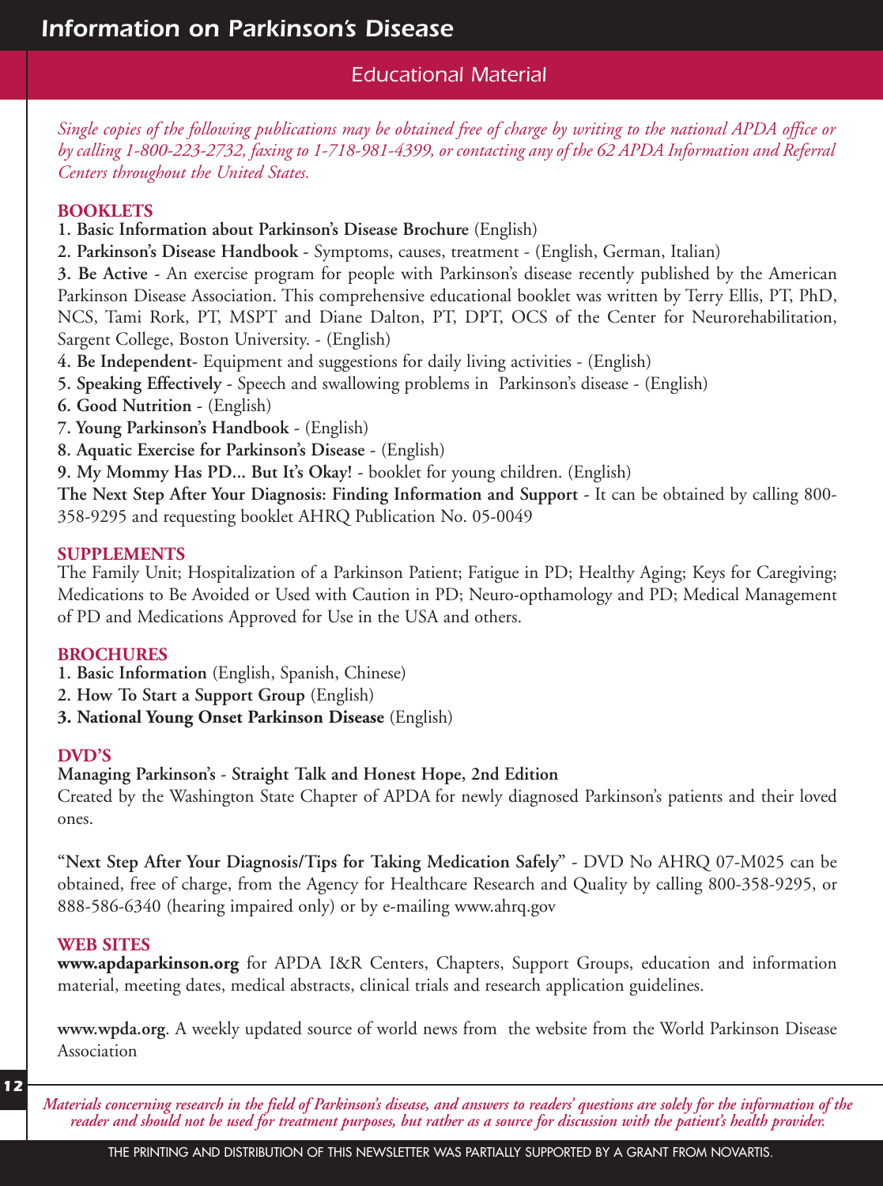# Information on Parkinson's Disease

## Educational Material

*Single copies of the following publications may be obtained free of charge by writing to the national APDA office or by calling 1-800-223-2732, faxing to 1-718-981-4399, or contacting any of the 62 APDA Information and Referral Centers throughout the United States.*

### BOOKLETS

1. **Basic Information about Parkinson's Disease Brochure** (English)
2. **Parkinson's Disease Handbook** - Symptoms, causes, treatment - (English, German, Italian)
3. **Be Active** - An exercise program for people with Parkinson's disease recently published by the American Parkinson Disease Association. This comprehensive educational booklet was written by Terry Ellis, PT, PhD, NCS, Tami Rork, PT, MSPT and Diane Dalton, PT, DPT, OCS of the Center for Neurorehabilitation, Sargent College, Boston University. - (English)
4. **Be Independent**- Equipment and suggestions for daily living activities - (English)
5. **Speaking Effectively** - Speech and swallowing problems in Parkinson's disease - (English)
6. **Good Nutrition** - (English)
7. **Young Parkinson's Handbook** - (English)
8. **Aquatic Exercise for Parkinson's Disease** - (English)
9. **My Mommy Has PD... But It's Okay!** - booklet for young children. (English)

**The Next Step After Your Diagnosis: Finding Information and Support** - It can be obtained by calling 800-358-9295 and requesting booklet AHRQ Publication No. 05-0049

### SUPPLEMENTS

The Family Unit; Hospitalization of a Parkinson Patient; Fatigue in PD; Healthy Aging; Keys for Caregiving; Medications to Be Avoided or Used with Caution in PD; Neuro-opthamology and PD; Medical Management of PD and Medications Approved for Use in the USA and others.

### BROCHURES

1. **Basic Information** (English, Spanish, Chinese)
2. **How To Start a Support Group** (English)
3. **National Young Onset Parkinson Disease** (English)

### DVD'S

**Managing Parkinson's - Straight Talk and Honest Hope, 2nd Edition**
Created by the Washington State Chapter of APDA for newly diagnosed Parkinson's patients and their loved ones.

"**Next Step After Your Diagnosis/Tips for Taking Medication Safely**" - DVD No AHRQ 07-M025 can be obtained, free of charge, from the Agency for Healthcare Research and Quality by calling 800-358-9295, or 888-586-6340 (hearing impaired only) or by e-mailing www.ahrq.gov

### WEB SITES

**www.apdaparkinson.org** for APDA I&R Centers, Chapters, Support Groups, education and information material, meeting dates, medical abstracts, clinical trials and research application guidelines.

**www.wpda.org**. A weekly updated source of world news from the website from the World Parkinson Disease Association

*Materials concerning research in the field of Parkinson's disease, and answers to readers' questions are solely for the information of the reader and should not be used for treatment purposes, but rather as a source for discussion with the patient's health provider.*

THE PRINTING AND DISTRIBUTION OF THIS NEWSLETTER WAS PARTIALLY SUPPORTED BY A GRANT FROM NOVARTIS.